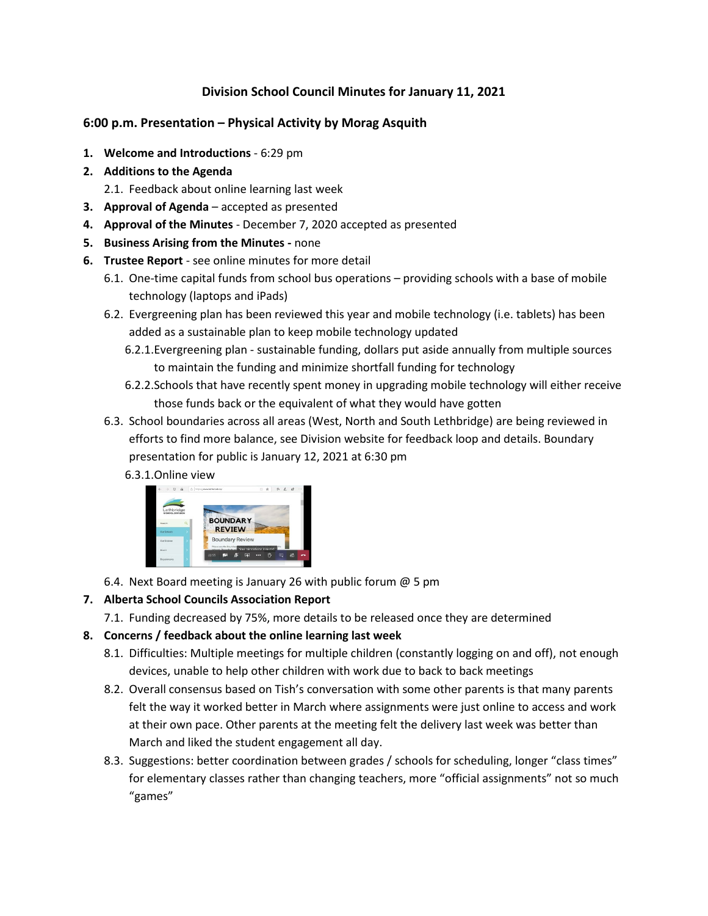# Division School Council Minutes for January 11, 2021

## 6:00 p.m. Presentation – Physical Activity by Morag Asquith

1. **Welcome and Introductions** - 6:29 pm
2. **Additions to the Agenda**
   2.1. Feedback about online learning last week
3. **Approval of Agenda** – accepted as presented
4. **Approval of the Minutes** - December 7, 2020 accepted as presented
5. **Business Arising from the Minutes -** none
6. **Trustee Report** - see online minutes for more detail
   6.1. One-time capital funds from school bus operations – providing schools with a base of mobile technology (laptops and iPads)
   6.2. Evergreening plan has been reviewed this year and mobile technology (i.e. tablets) has been added as a sustainable plan to keep mobile technology updated
      6.2.1. Evergreening plan - sustainable funding, dollars put aside annually from multiple sources to maintain the funding and minimize shortfall funding for technology
      6.2.2. Schools that have recently spent money in upgrading mobile technology will either receive those funds back or the equivalent of what they would have gotten
   6.3. School boundaries across all areas (West, North and South Lethbridge) are being reviewed in efforts to find more balance, see Division website for feedback loop and details. Boundary presentation for public is January 12, 2021 at 6:30 pm
      6.3.1. Online view
   6.4. Next Board meeting is January 26 with public forum @ 5 pm
7. **Alberta School Councils Association Report**
   7.1. Funding decreased by 75%, more details to be released once they are determined
8. **Concerns / feedback about the online learning last week**
   8.1. Difficulties: Multiple meetings for multiple children (constantly logging on and off), not enough devices, unable to help other children with work due to back to back meetings
   8.2. Overall consensus based on Tish's conversation with some other parents is that many parents felt the way it worked better in March where assignments were just online to access and work at their own pace. Other parents at the meeting felt the delivery last week was better than March and liked the student engagement all day.
   8.3. Suggestions: better coordination between grades / schools for scheduling, longer "class times" for elementary classes rather than changing teachers, more "official assignments" not so much "games"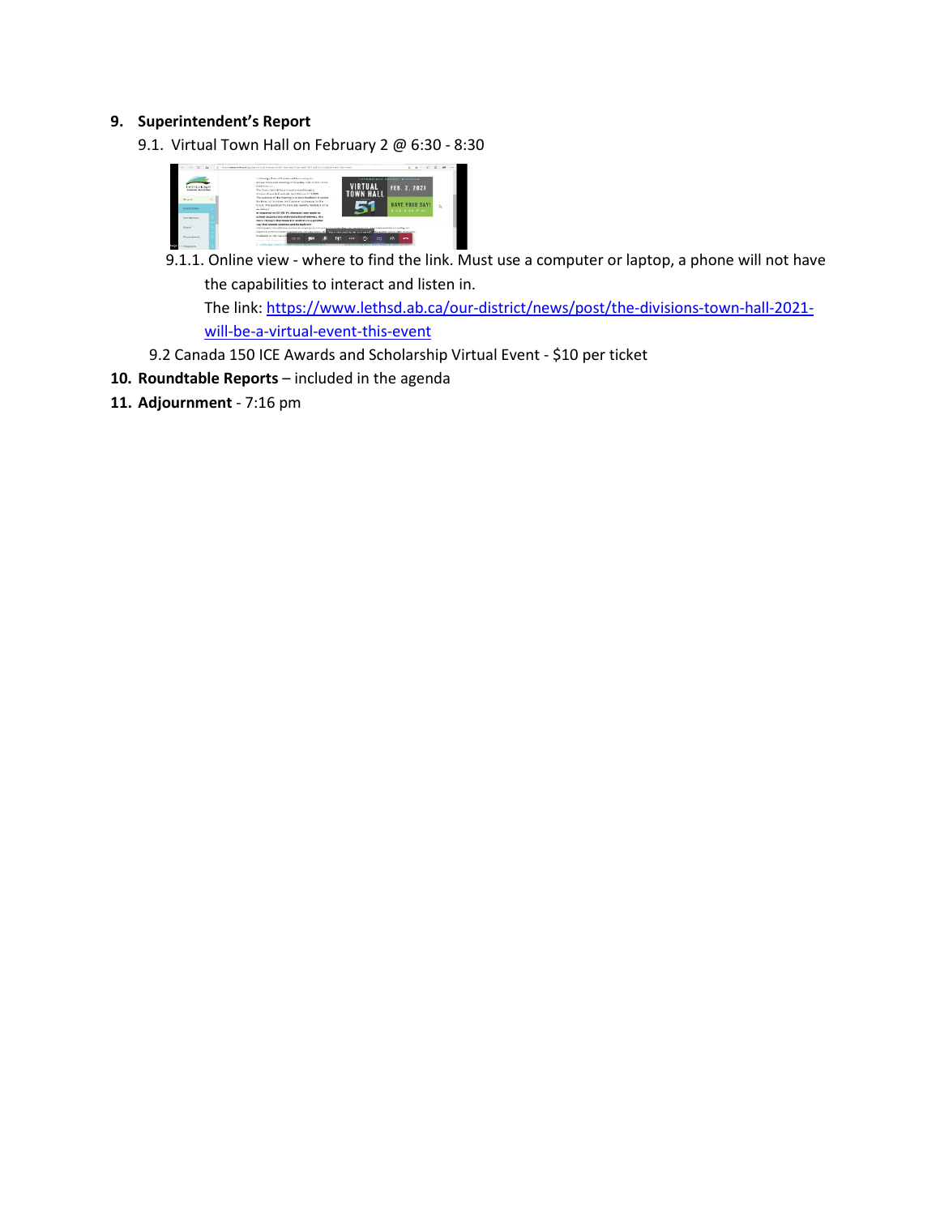9. **Superintendent's Report**
   
   9.1. Virtual Town Hall on February 2 @ 6:30 - 8:30
   
   9.1.1. Online view - where to find the link. Must use a computer or laptop, a phone will not have the capabilities to interact and listen in.
   The link: https://www.lethsd.ab.ca/our-district/news/post/the-divisions-town-hall-2021-will-be-a-virtual-event-this-event
   
   9.2 Canada 150 ICE Awards and Scholarship Virtual Event - $10 per ticket

10. **Roundtable Reports** – included in the agenda

11. **Adjournment** - 7:16 pm